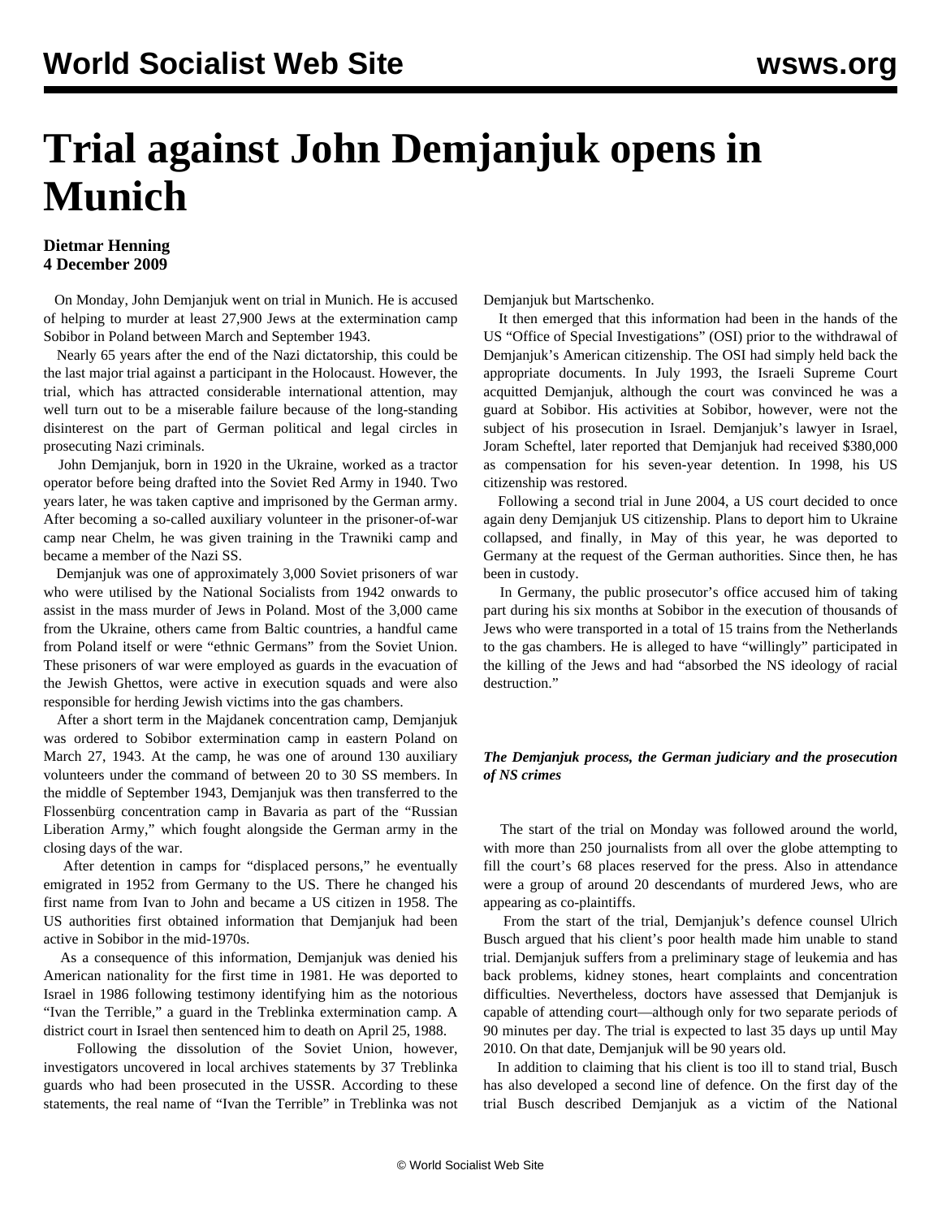# Trial against John Demjanjuk opens in Munich

**Dietmar Henning**
**4 December 2009**

On Monday, John Demjanjuk went on trial in Munich. He is accused of helping to murder at least 27,900 Jews at the extermination camp Sobibor in Poland between March and September 1943.

Nearly 65 years after the end of the Nazi dictatorship, this could be the last major trial against a participant in the Holocaust. However, the trial, which has attracted considerable international attention, may well turn out to be a miserable failure because of the long-standing disinterest on the part of German political and legal circles in prosecuting Nazi criminals.

John Demjanjuk, born in 1920 in the Ukraine, worked as a tractor operator before being drafted into the Soviet Red Army in 1940. Two years later, he was taken captive and imprisoned by the German army. After becoming a so-called auxiliary volunteer in the prisoner-of-war camp near Chelm, he was given training in the Trawniki camp and became a member of the Nazi SS.

Demjanjuk was one of approximately 3,000 Soviet prisoners of war who were utilised by the National Socialists from 1942 onwards to assist in the mass murder of Jews in Poland. Most of the 3,000 came from the Ukraine, others came from Baltic countries, a handful came from Poland itself or were "ethnic Germans" from the Soviet Union. These prisoners of war were employed as guards in the evacuation of the Jewish Ghettos, were active in execution squads and were also responsible for herding Jewish victims into the gas chambers.

After a short term in the Majdanek concentration camp, Demjanjuk was ordered to Sobibor extermination camp in eastern Poland on March 27, 1943. At the camp, he was one of around 130 auxiliary volunteers under the command of between 20 to 30 SS members. In the middle of September 1943, Demjanjuk was then transferred to the Flossenbürg concentration camp in Bavaria as part of the "Russian Liberation Army," which fought alongside the German army in the closing days of the war.

After detention in camps for "displaced persons," he eventually emigrated in 1952 from Germany to the US. There he changed his first name from Ivan to John and became a US citizen in 1958. The US authorities first obtained information that Demjanjuk had been active in Sobibor in the mid-1970s.

As a consequence of this information, Demjanjuk was denied his American nationality for the first time in 1981. He was deported to Israel in 1986 following testimony identifying him as the notorious "Ivan the Terrible," a guard in the Treblinka extermination camp. A district court in Israel then sentenced him to death on April 25, 1988.

Following the dissolution of the Soviet Union, however, investigators uncovered in local archives statements by 37 Treblinka guards who had been prosecuted in the USSR. According to these statements, the real name of "Ivan the Terrible" in Treblinka was not Demjanjuk but Martschenko.

It then emerged that this information had been in the hands of the US "Office of Special Investigations" (OSI) prior to the withdrawal of Demjanjuk's American citizenship. The OSI had simply held back the appropriate documents. In July 1993, the Israeli Supreme Court acquitted Demjanjuk, although the court was convinced he was a guard at Sobibor. His activities at Sobibor, however, were not the subject of his prosecution in Israel. Demjanjuk's lawyer in Israel, Joram Scheftel, later reported that Demjanjuk had received $380,000 as compensation for his seven-year detention. In 1998, his US citizenship was restored.

Following a second trial in June 2004, a US court decided to once again deny Demjanjuk US citizenship. Plans to deport him to Ukraine collapsed, and finally, in May of this year, he was deported to Germany at the request of the German authorities. Since then, he has been in custody.

In Germany, the public prosecutor's office accused him of taking part during his six months at Sobibor in the execution of thousands of Jews who were transported in a total of 15 trains from the Netherlands to the gas chambers. He is alleged to have "willingly" participated in the killing of the Jews and had "absorbed the NS ideology of racial destruction."

***The Demjanjuk process, the German judiciary and the prosecution of NS crimes***

The start of the trial on Monday was followed around the world, with more than 250 journalists from all over the globe attempting to fill the court's 68 places reserved for the press. Also in attendance were a group of around 20 descendants of murdered Jews, who are appearing as co-plaintiffs.

From the start of the trial, Demjanjuk's defence counsel Ulrich Busch argued that his client's poor health made him unable to stand trial. Demjanjuk suffers from a preliminary stage of leukemia and has back problems, kidney stones, heart complaints and concentration difficulties. Nevertheless, doctors have assessed that Demjanjuk is capable of attending court—although only for two separate periods of 90 minutes per day. The trial is expected to last 35 days up until May 2010. On that date, Demjanjuk will be 90 years old.

In addition to claiming that his client is too ill to stand trial, Busch has also developed a second line of defence. On the first day of the trial Busch described Demjanjuk as a victim of the National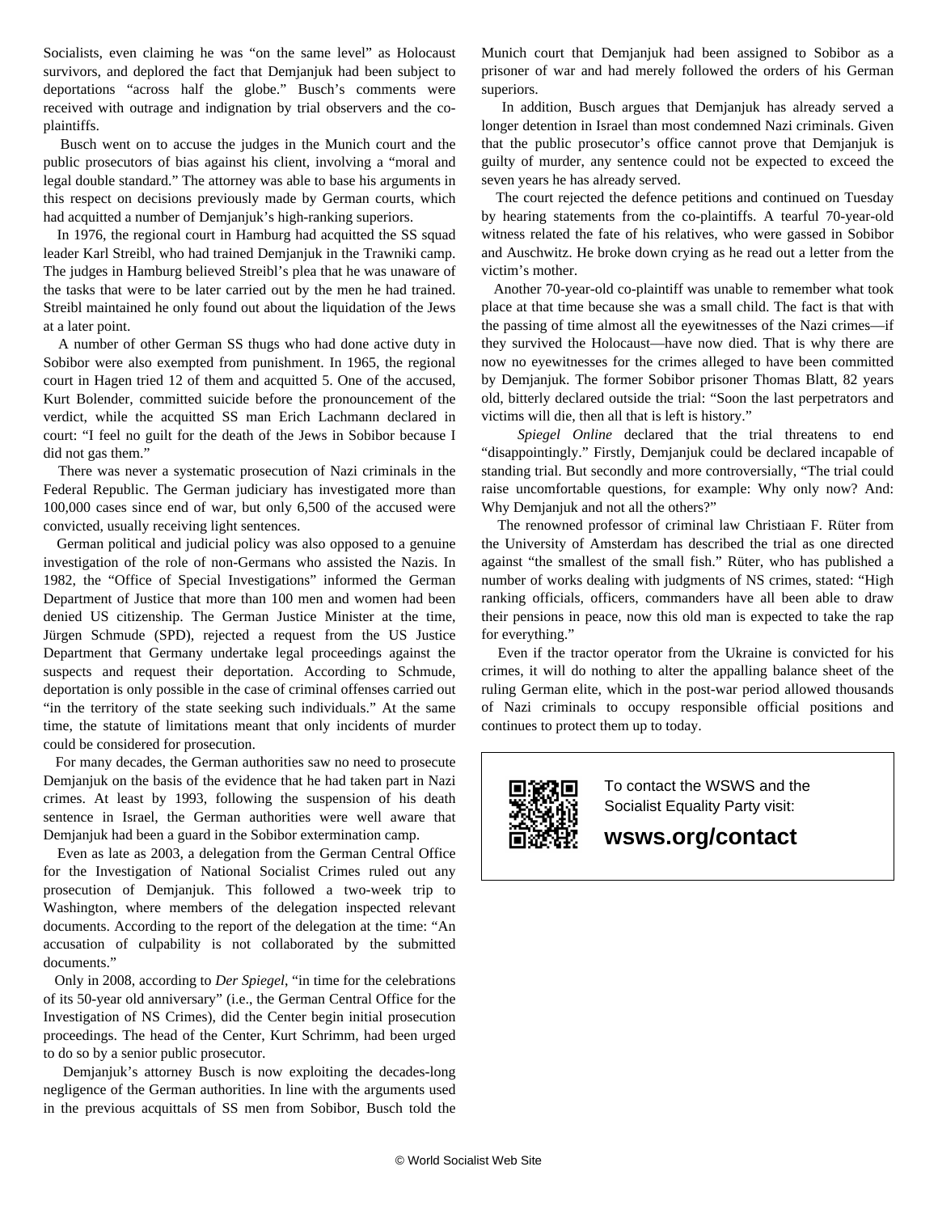Socialists, even claiming he was "on the same level" as Holocaust survivors, and deplored the fact that Demjanjuk had been subject to deportations "across half the globe." Busch's comments were received with outrage and indignation by trial observers and the co-plaintiffs.

Busch went on to accuse the judges in the Munich court and the public prosecutors of bias against his client, involving a "moral and legal double standard." The attorney was able to base his arguments in this respect on decisions previously made by German courts, which had acquitted a number of Demjanjuk's high-ranking superiors.

In 1976, the regional court in Hamburg had acquitted the SS squad leader Karl Streibl, who had trained Demjanjuk in the Trawniki camp. The judges in Hamburg believed Streibl's plea that he was unaware of the tasks that were to be later carried out by the men he had trained. Streibl maintained he only found out about the liquidation of the Jews at a later point.

A number of other German SS thugs who had done active duty in Sobibor were also exempted from punishment. In 1965, the regional court in Hagen tried 12 of them and acquitted 5. One of the accused, Kurt Bolender, committed suicide before the pronouncement of the verdict, while the acquitted SS man Erich Lachmann declared in court: "I feel no guilt for the death of the Jews in Sobibor because I did not gas them."

There was never a systematic prosecution of Nazi criminals in the Federal Republic. The German judiciary has investigated more than 100,000 cases since end of war, but only 6,500 of the accused were convicted, usually receiving light sentences.

German political and judicial policy was also opposed to a genuine investigation of the role of non-Germans who assisted the Nazis. In 1982, the "Office of Special Investigations" informed the German Department of Justice that more than 100 men and women had been denied US citizenship. The German Justice Minister at the time, Jürgen Schmude (SPD), rejected a request from the US Justice Department that Germany undertake legal proceedings against the suspects and request their deportation. According to Schmude, deportation is only possible in the case of criminal offenses carried out "in the territory of the state seeking such individuals." At the same time, the statute of limitations meant that only incidents of murder could be considered for prosecution.

For many decades, the German authorities saw no need to prosecute Demjanjuk on the basis of the evidence that he had taken part in Nazi crimes. At least by 1993, following the suspension of his death sentence in Israel, the German authorities were well aware that Demjanjuk had been a guard in the Sobibor extermination camp.

Even as late as 2003, a delegation from the German Central Office for the Investigation of National Socialist Crimes ruled out any prosecution of Demjanjuk. This followed a two-week trip to Washington, where members of the delegation inspected relevant documents. According to the report of the delegation at the time: "An accusation of culpability is not collaborated by the submitted documents."

Only in 2008, according to *Der Spiegel*, "in time for the celebrations of its 50-year old anniversary" (i.e., the German Central Office for the Investigation of NS Crimes), did the Center begin initial prosecution proceedings. The head of the Center, Kurt Schrimm, had been urged to do so by a senior public prosecutor.

Demjanjuk's attorney Busch is now exploiting the decades-long negligence of the German authorities. In line with the arguments used in the previous acquittals of SS men from Sobibor, Busch told the Munich court that Demjanjuk had been assigned to Sobibor as a prisoner of war and had merely followed the orders of his German superiors.

In addition, Busch argues that Demjanjuk has already served a longer detention in Israel than most condemned Nazi criminals. Given that the public prosecutor's office cannot prove that Demjanjuk is guilty of murder, any sentence could not be expected to exceed the seven years he has already served.

The court rejected the defence petitions and continued on Tuesday by hearing statements from the co-plaintiffs. A tearful 70-year-old witness related the fate of his relatives, who were gassed in Sobibor and Auschwitz. He broke down crying as he read out a letter from the victim's mother.

Another 70-year-old co-plaintiff was unable to remember what took place at that time because she was a small child. The fact is that with the passing of time almost all the eyewitnesses of the Nazi crimes—if they survived the Holocaust—have now died. That is why there are now no eyewitnesses for the crimes alleged to have been committed by Demjanjuk. The former Sobibor prisoner Thomas Blatt, 82 years old, bitterly declared outside the trial: "Soon the last perpetrators and victims will die, then all that is left is history."

*Spiegel Online* declared that the trial threatens to end "disappointingly." Firstly, Demjanjuk could be declared incapable of standing trial. But secondly and more controversially, "The trial could raise uncomfortable questions, for example: Why only now? And: Why Demjanjuk and not all the others?"

The renowned professor of criminal law Christiaan F. Rüter from the University of Amsterdam has described the trial as one directed against "the smallest of the small fish." Rüter, who has published a number of works dealing with judgments of NS crimes, stated: "High ranking officials, officers, commanders have all been able to draw their pensions in peace, now this old man is expected to take the rap for everything."

Even if the tractor operator from the Ukraine is convicted for his crimes, it will do nothing to alter the appalling balance sheet of the ruling German elite, which in the post-war period allowed thousands of Nazi criminals to occupy responsible official positions and continues to protect them up to today.

To contact the WSWS and the Socialist Equality Party visit:

**wsws.org/contact**